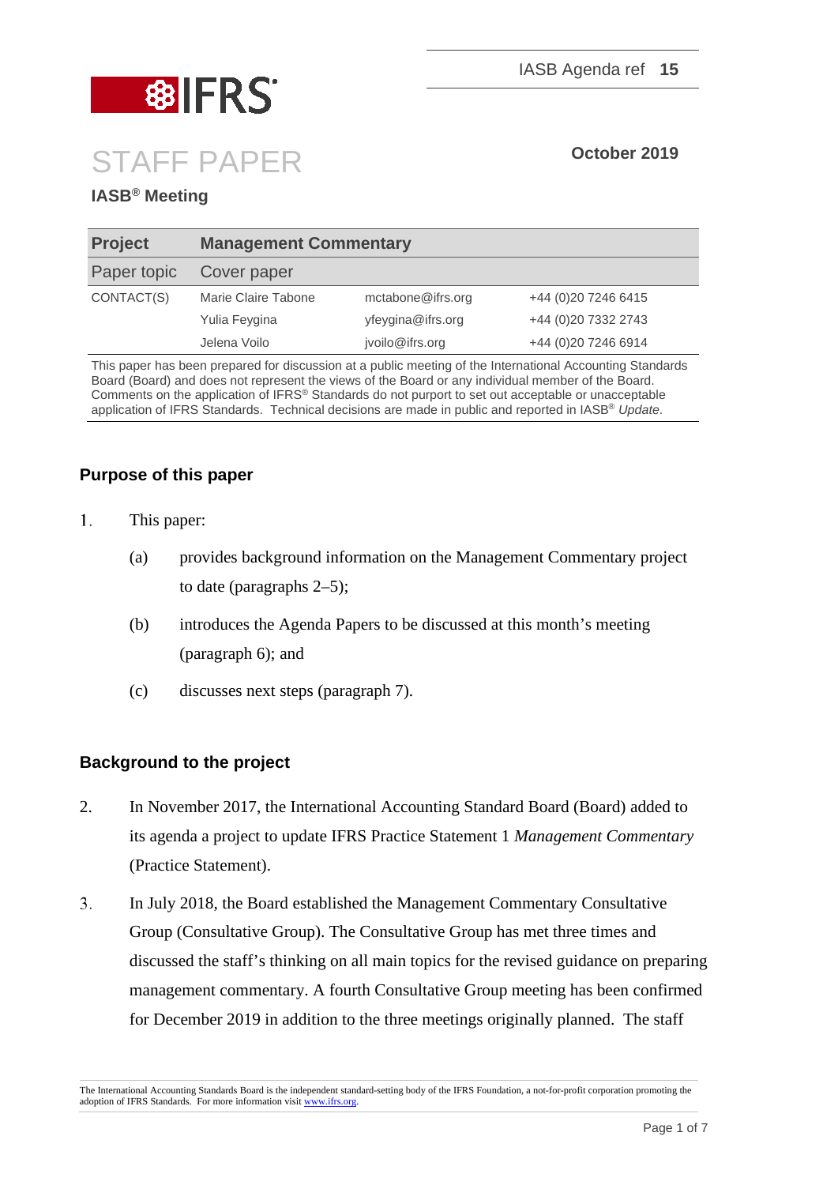IFRS

IASB Agenda ref **15**

# STAFF PAPER

**October 2019**

**IASB® Meeting**

| **Project** | **Management Commentary** | | |
|---|---|---|---|
| Paper topic | Cover paper | | |
| CONTACT(S) | Marie Claire Tabone | mctabone@ifrs.org | +44 (0)20 7246 6415 |
| | Yulia Feygina | yfeygina@ifrs.org | +44 (0)20 7332 2743 |
| | Jelena Voilo | jvoilo@ifrs.org | +44 (0)20 7246 6914 |

This paper has been prepared for discussion at a public meeting of the International Accounting Standards Board (Board) and does not represent the views of the Board or any individual member of the Board. Comments on the application of IFRS® Standards do not purport to set out acceptable or unacceptable application of IFRS Standards. Technical decisions are made in public and reported in IASB® *Update*.

## Purpose of this paper

1. This paper:
   (a) provides background information on the Management Commentary project to date (paragraphs 2–5);
   (b) introduces the Agenda Papers to be discussed at this month's meeting (paragraph 6); and
   (c) discusses next steps (paragraph 7).

## Background to the project

2. In November 2017, the International Accounting Standard Board (Board) added to its agenda a project to update IFRS Practice Statement 1 *Management Commentary* (Practice Statement).

3. In July 2018, the Board established the Management Commentary Consultative Group (Consultative Group). The Consultative Group has met three times and discussed the staff's thinking on all main topics for the revised guidance on preparing management commentary. A fourth Consultative Group meeting has been confirmed for December 2019 in addition to the three meetings originally planned. The staff

The International Accounting Standards Board is the independent standard-setting body of the IFRS Foundation, a not-for-profit corporation promoting the adoption of IFRS Standards. For more information visit www.ifrs.org.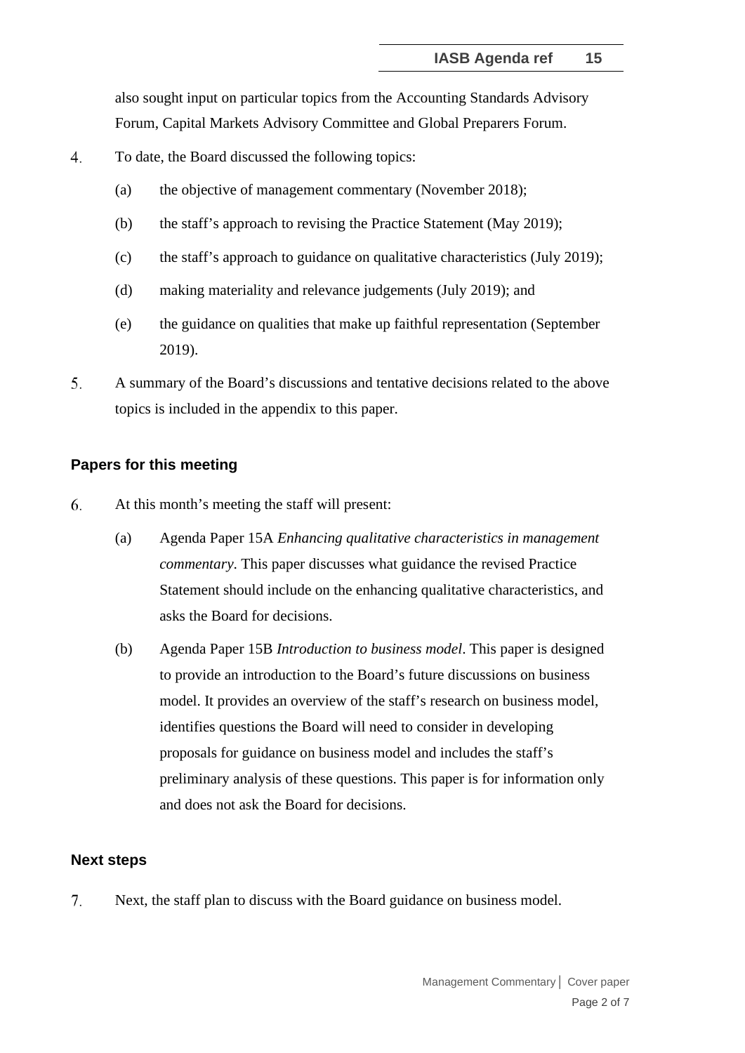also sought input on particular topics from the Accounting Standards Advisory Forum, Capital Markets Advisory Committee and Global Preparers Forum.

4. To date, the Board discussed the following topics:

    (a) the objective of management commentary (November 2018);

    (b) the staff's approach to revising the Practice Statement (May 2019);

    (c) the staff's approach to guidance on qualitative characteristics (July 2019);

    (d) making materiality and relevance judgements (July 2019); and

    (e) the guidance on qualities that make up faithful representation (September 2019).

5. A summary of the Board's discussions and tentative decisions related to the above topics is included in the appendix to this paper.

## Papers for this meeting

6. At this month's meeting the staff will present:

    (a) Agenda Paper 15A *Enhancing qualitative characteristics in management commentary*. This paper discusses what guidance the revised Practice Statement should include on the enhancing qualitative characteristics, and asks the Board for decisions.

    (b) Agenda Paper 15B *Introduction to business model*. This paper is designed to provide an introduction to the Board's future discussions on business model. It provides an overview of the staff's research on business model, identifies questions the Board will need to consider in developing proposals for guidance on business model and includes the staff's preliminary analysis of these questions. This paper is for information only and does not ask the Board for decisions.

## Next steps

7. Next, the staff plan to discuss with the Board guidance on business model.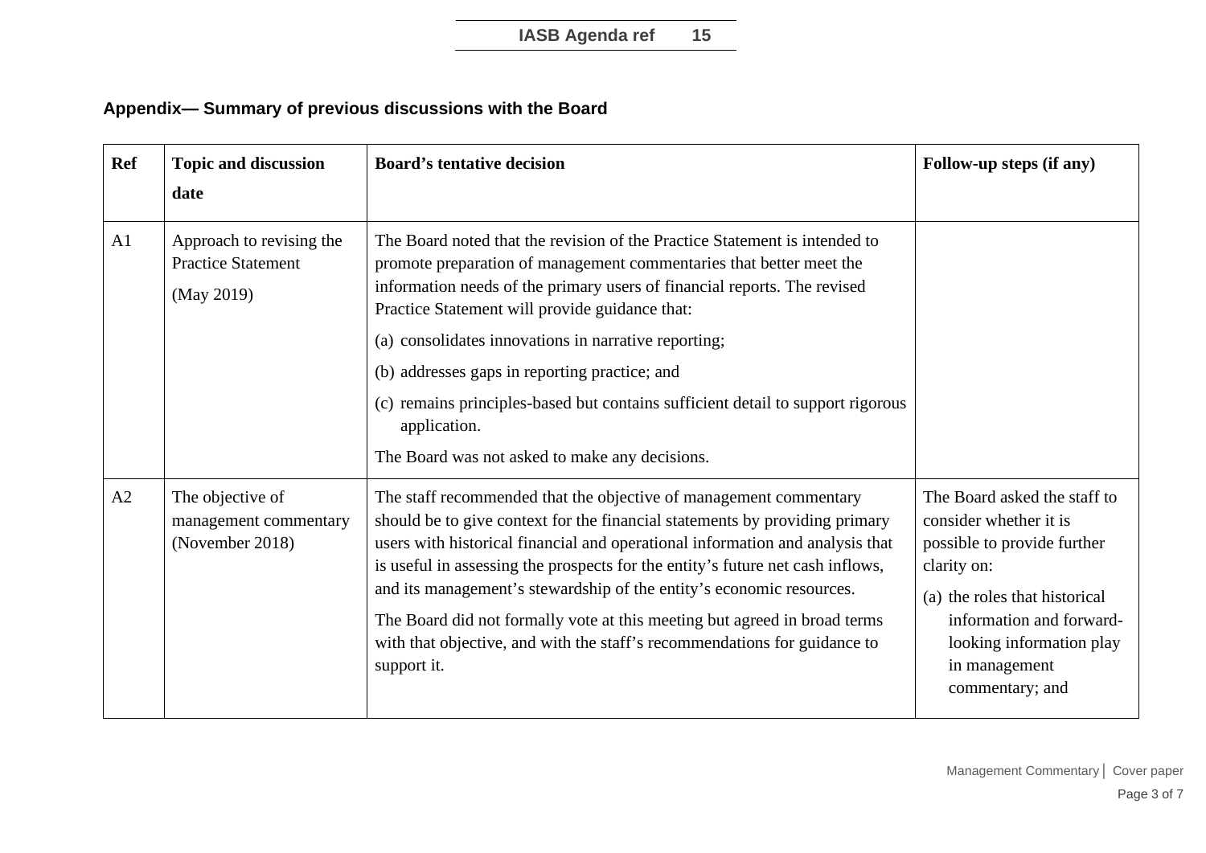## Appendix— Summary of previous discussions with the Board

| Ref | Topic and discussion date | Board's tentative decision | Follow-up steps (if any) |
|---|---|---|---|
| A1 | Approach to revising the Practice Statement<br>(May 2019) | The Board noted that the revision of the Practice Statement is intended to promote preparation of management commentaries that better meet the information needs of the primary users of financial reports. The revised Practice Statement will provide guidance that:<br>(a) consolidates innovations in narrative reporting;<br>(b) addresses gaps in reporting practice; and<br>(c) remains principles-based but contains sufficient detail to support rigorous application.<br>The Board was not asked to make any decisions. | |
| A2 | The objective of management commentary (November 2018) | The staff recommended that the objective of management commentary should be to give context for the financial statements by providing primary users with historical financial and operational information and analysis that is useful in assessing the prospects for the entity's future net cash inflows, and its management's stewardship of the entity's economic resources.<br>The Board did not formally vote at this meeting but agreed in broad terms with that objective, and with the staff's recommendations for guidance to support it. | The Board asked the staff to consider whether it is possible to provide further clarity on:<br>(a) the roles that historical information and forward-looking information play in management commentary; and |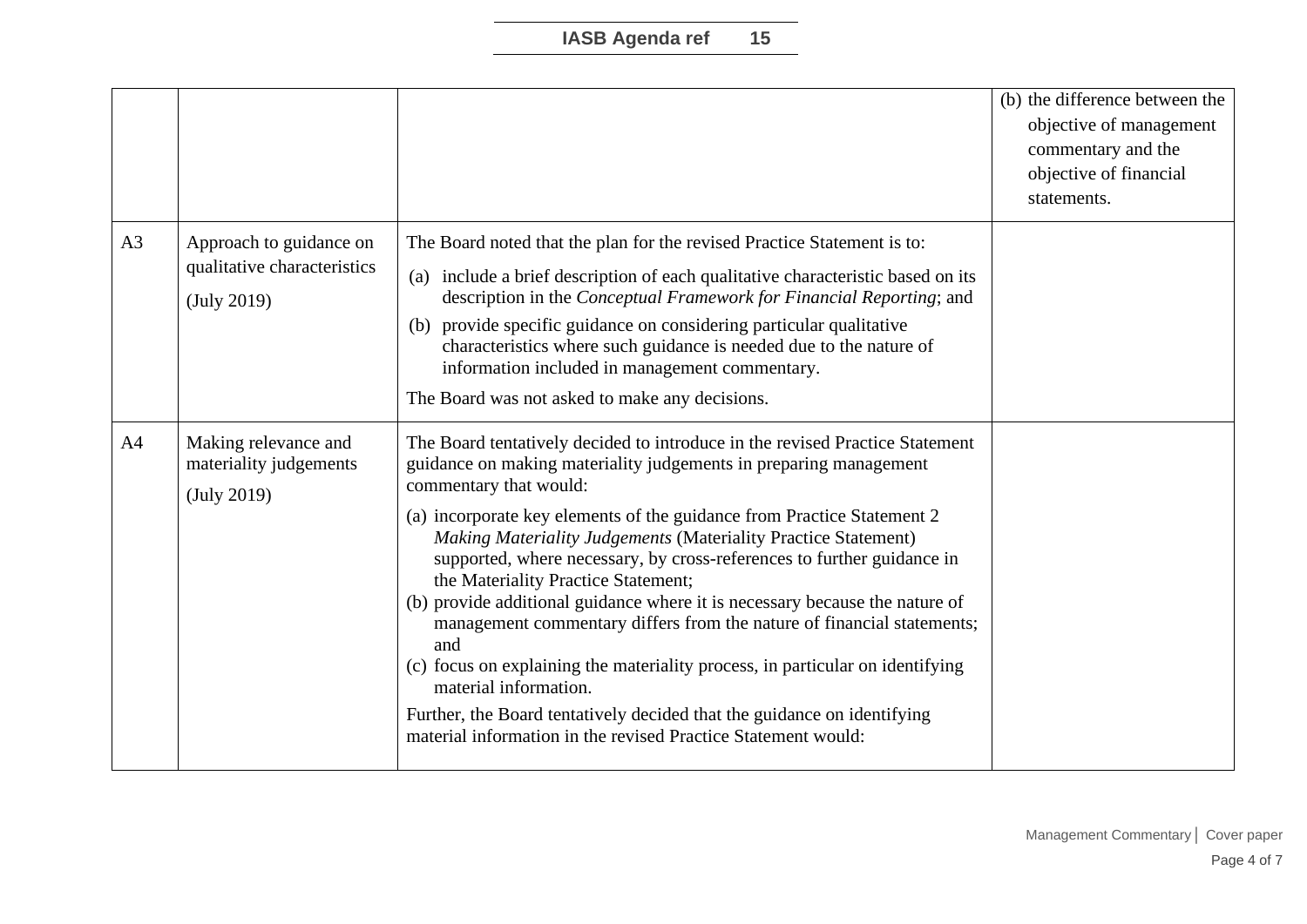| | | | |
|---|---|---|---|
| | | | (b) the difference between the objective of management commentary and the objective of financial statements. |
| A3 | Approach to guidance on qualitative characteristics<br><br>(July 2019) | The Board noted that the plan for the revised Practice Statement is to:<br><br>(a) include a brief description of each qualitative characteristic based on its description in the *Conceptual Framework for Financial Reporting*; and<br><br>(b) provide specific guidance on considering particular qualitative characteristics where such guidance is needed due to the nature of information included in management commentary.<br><br>The Board was not asked to make any decisions. | |
| A4 | Making relevance and materiality judgements<br><br>(July 2019) | The Board tentatively decided to introduce in the revised Practice Statement guidance on making materiality judgements in preparing management commentary that would:<br><br>(a) incorporate key elements of the guidance from Practice Statement 2 *Making Materiality Judgements* (Materiality Practice Statement) supported, where necessary, by cross-references to further guidance in the Materiality Practice Statement;<br>(b) provide additional guidance where it is necessary because the nature of management commentary differs from the nature of financial statements; and<br>(c) focus on explaining the materiality process, in particular on identifying material information.<br><br>Further, the Board tentatively decided that the guidance on identifying material information in the revised Practice Statement would: | |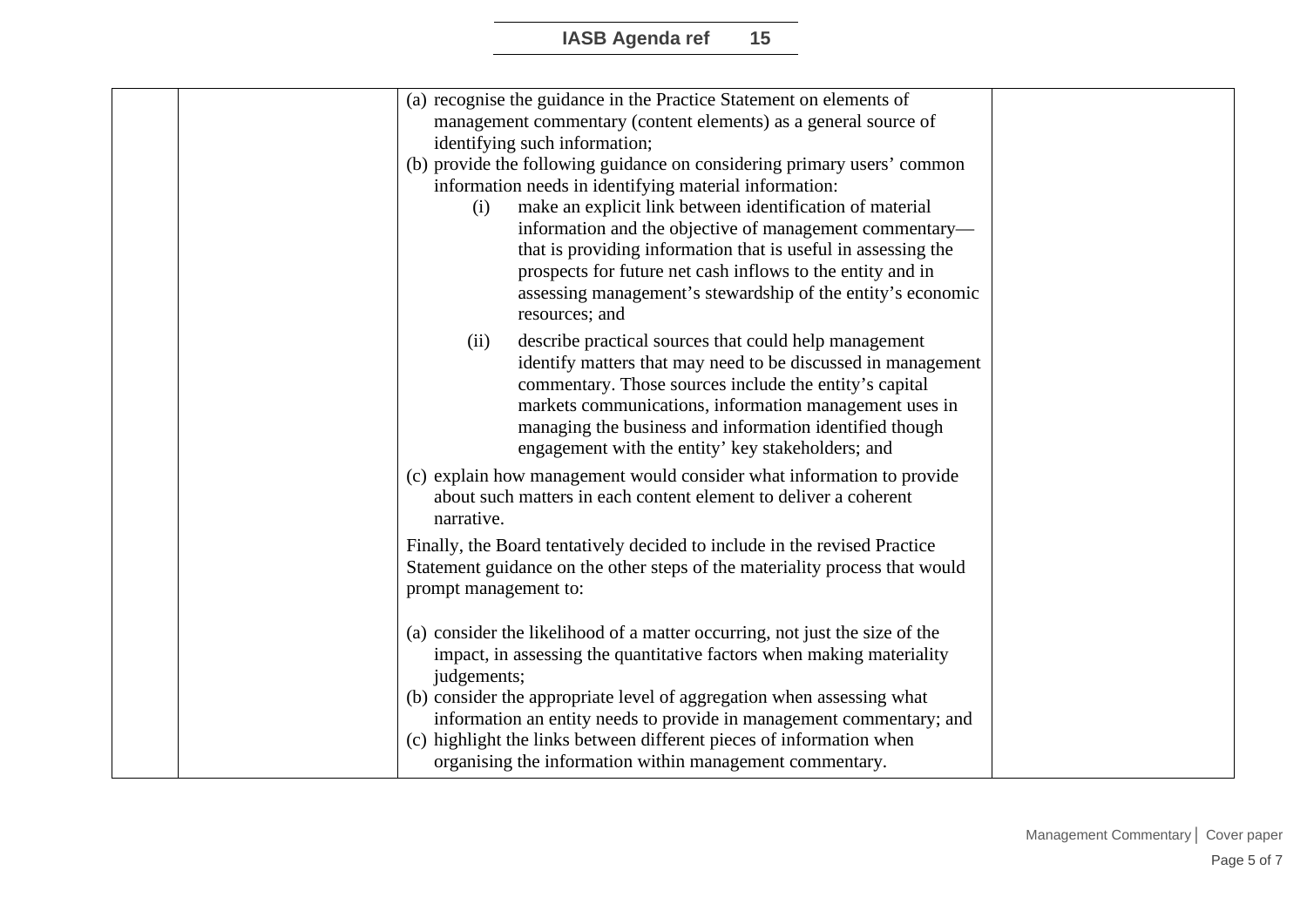| | | (a) recognise the guidance in the Practice Statement on elements of management commentary (content elements) as a general source of identifying such information;<br>(b) provide the following guidance on considering primary users' common information needs in identifying material information:<br>(i) make an explicit link between identification of material information and the objective of management commentary—that is providing information that is useful in assessing the prospects for future net cash inflows to the entity and in assessing management's stewardship of the entity's economic resources; and<br>(ii) describe practical sources that could help management identify matters that may need to be discussed in management commentary. Those sources include the entity's capital markets communications, information management uses in managing the business and information identified though engagement with the entity' key stakeholders; and<br>(c) explain how management would consider what information to provide about such matters in each content element to deliver a coherent narrative.<br><br>Finally, the Board tentatively decided to include in the revised Practice Statement guidance on the other steps of the materiality process that would prompt management to:<br><br>(a) consider the likelihood of a matter occurring, not just the size of the impact, in assessing the quantitative factors when making materiality judgements;<br>(b) consider the appropriate level of aggregation when assessing what information an entity needs to provide in management commentary; and<br>(c) highlight the links between different pieces of information when organising the information within management commentary. | |
|---|---|---|---|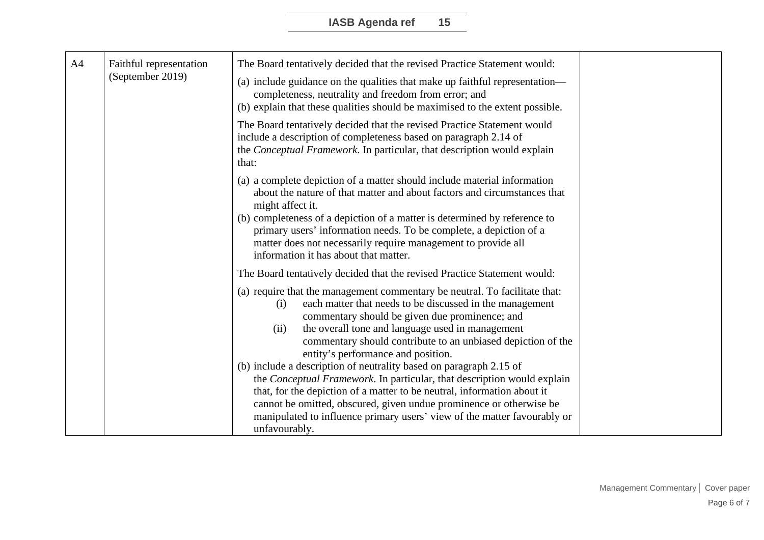| A4 | Faithful representation (September 2019) | The Board tentatively decided that the revised Practice Statement would:<br>(a) include guidance on the qualities that make up faithful representation—completeness, neutrality and freedom from error; and<br>(b) explain that these qualities should be maximised to the extent possible.<br><br>The Board tentatively decided that the revised Practice Statement would include a description of completeness based on paragraph 2.14 of the *Conceptual Framework*. In particular, that description would explain that:<br>(a) a complete depiction of a matter should include material information about the nature of that matter and about factors and circumstances that might affect it.<br>(b) completeness of a depiction of a matter is determined by reference to primary users' information needs. To be complete, a depiction of a matter does not necessarily require management to provide all information it has about that matter.<br><br>The Board tentatively decided that the revised Practice Statement would:<br>(a) require that the management commentary be neutral. To facilitate that:<br>(i) each matter that needs to be discussed in the management commentary should be given due prominence; and<br>(ii) the overall tone and language used in management commentary should contribute to an unbiased depiction of the entity's performance and position.<br>(b) include a description of neutrality based on paragraph 2.15 of the *Conceptual Framework*. In particular, that description would explain that, for the depiction of a matter to be neutral, information about it cannot be omitted, obscured, given undue prominence or otherwise be manipulated to influence primary users' view of the matter favourably or unfavourably. | |
|---|---|---|---|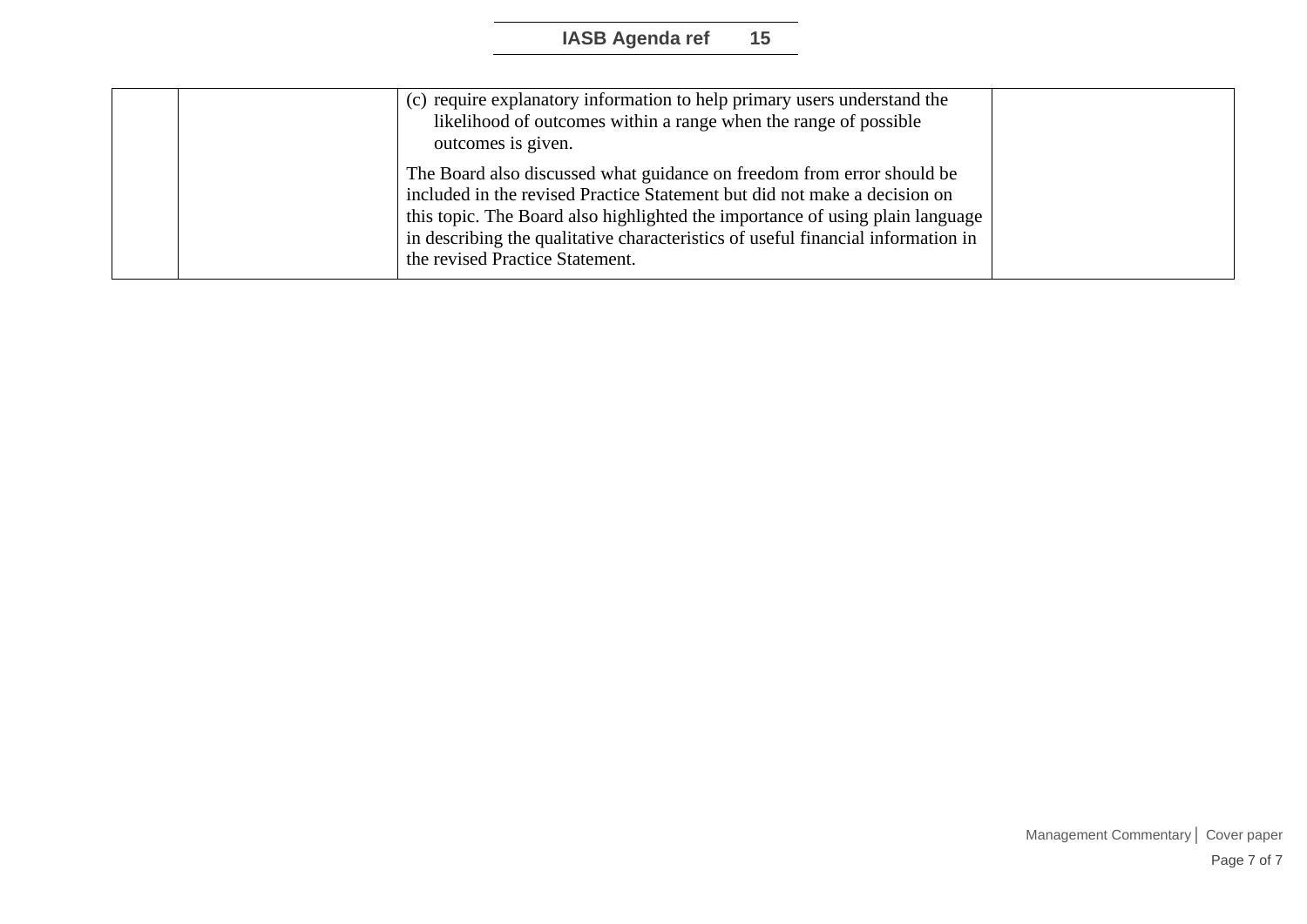| | | | |
|---|---|---|---|
| | | (c) require explanatory information to help primary users understand the likelihood of outcomes within a range when the range of possible outcomes is given.<br><br>The Board also discussed what guidance on freedom from error should be included in the revised Practice Statement but did not make a decision on this topic. The Board also highlighted the importance of using plain language in describing the qualitative characteristics of useful financial information in the revised Practice Statement. | |